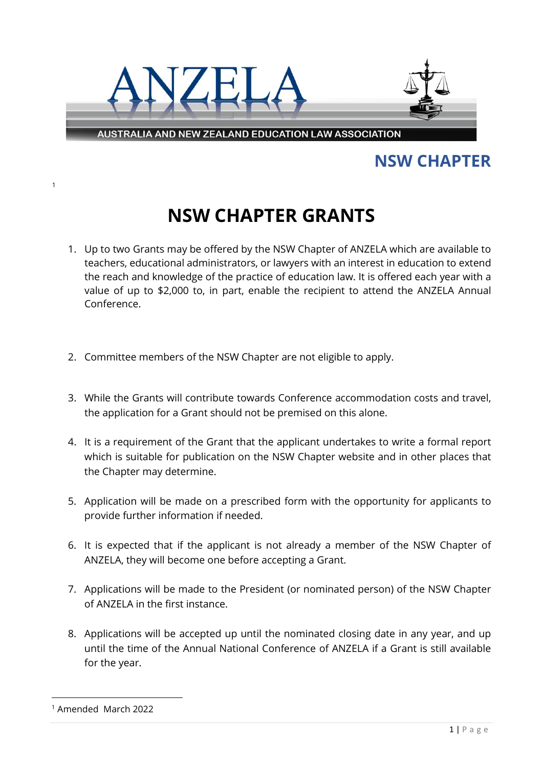ANZELA

AUSTRALIA AND NEW ZEALAND EDUCATION LAW ASSOCIATION

## NSW CHAPTER

# NSW CHAPTER GRANTS[1]

1. Up to two Grants may be offered by the NSW Chapter of ANZELA which are available to teachers, educational administrators, or lawyers with an interest in education to extend the reach and knowledge of the practice of education law. It is offered each year with a value of up to $2,000 to, in part, enable the recipient to attend the ANZELA Annual Conference.

2. Committee members of the NSW Chapter are not eligible to apply.

3. While the Grants will contribute towards Conference accommodation costs and travel, the application for a Grant should not be premised on this alone.

4. It is a requirement of the Grant that the applicant undertakes to write a formal report which is suitable for publication on the NSW Chapter website and in other places that the Chapter may determine.

5. Application will be made on a prescribed form with the opportunity for applicants to provide further information if needed.

6. It is expected that if the applicant is not already a member of the NSW Chapter of ANZELA, they will become one before accepting a Grant.

7. Applications will be made to the President (or nominated person) of the NSW Chapter of ANZELA in the first instance.

8. Applications will be accepted up until the nominated closing date in any year, and up until the time of the Annual National Conference of ANZELA if a Grant is still available for the year.

---

[1] Amended March 2022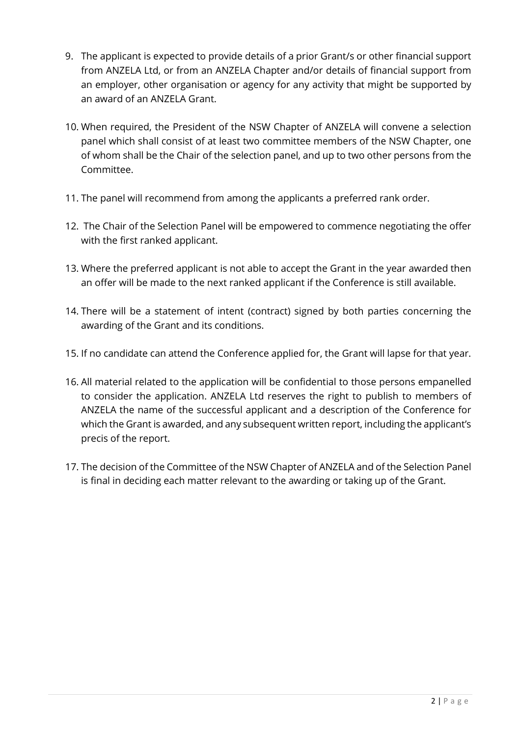9. The applicant is expected to provide details of a prior Grant/s or other financial support from ANZELA Ltd, or from an ANZELA Chapter and/or details of financial support from an employer, other organisation or agency for any activity that might be supported by an award of an ANZELA Grant.

10. When required, the President of the NSW Chapter of ANZELA will convene a selection panel which shall consist of at least two committee members of the NSW Chapter, one of whom shall be the Chair of the selection panel, and up to two other persons from the Committee.

11. The panel will recommend from among the applicants a preferred rank order.

12. The Chair of the Selection Panel will be empowered to commence negotiating the offer with the first ranked applicant.

13. Where the preferred applicant is not able to accept the Grant in the year awarded then an offer will be made to the next ranked applicant if the Conference is still available.

14. There will be a statement of intent (contract) signed by both parties concerning the awarding of the Grant and its conditions.

15. If no candidate can attend the Conference applied for, the Grant will lapse for that year.

16. All material related to the application will be confidential to those persons empanelled to consider the application. ANZELA Ltd reserves the right to publish to members of ANZELA the name of the successful applicant and a description of the Conference for which the Grant is awarded, and any subsequent written report, including the applicant's precis of the report.

17. The decision of the Committee of the NSW Chapter of ANZELA and of the Selection Panel is final in deciding each matter relevant to the awarding or taking up of the Grant.